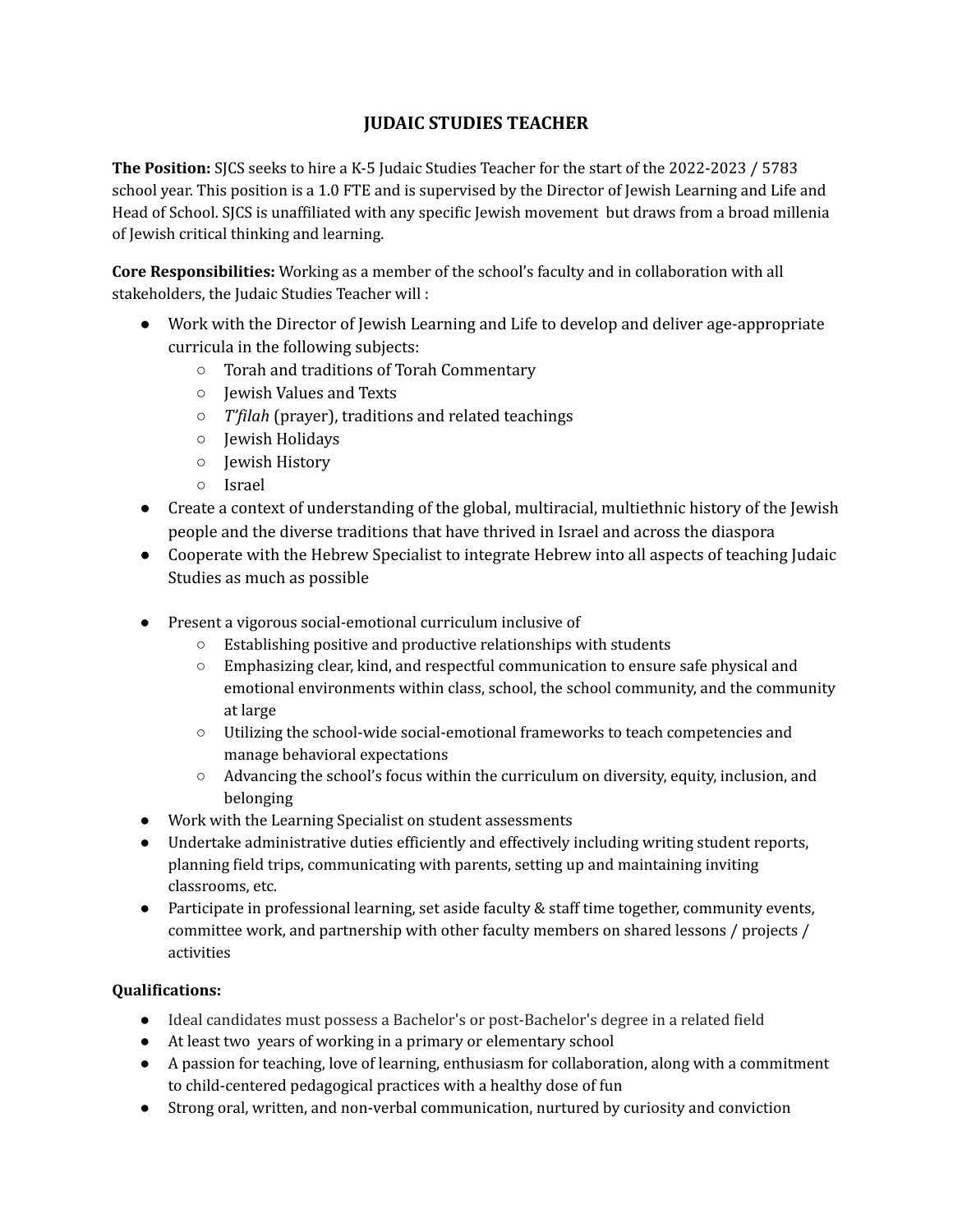# JUDAIC STUDIES TEACHER

**The Position:** SJCS seeks to hire a K-5 Judaic Studies Teacher for the start of the 2022-2023 / 5783 school year. This position is a 1.0 FTE and is supervised by the Director of Jewish Learning and Life and Head of School. SJCS is unaffiliated with any specific Jewish movement but draws from a broad millenia of Jewish critical thinking and learning.

**Core Responsibilities:** Working as a member of the school's faculty and in collaboration with all stakeholders, the Judaic Studies Teacher will :

- Work with the Director of Jewish Learning and Life to develop and deliver age-appropriate curricula in the following subjects:
  - Torah and traditions of Torah Commentary
  - Jewish Values and Texts
  - *T'filah* (prayer), traditions and related teachings
  - Jewish Holidays
  - Jewish History
  - Israel
- Create a context of understanding of the global, multiracial, multiethnic history of the Jewish people and the diverse traditions that have thrived in Israel and across the diaspora
- Cooperate with the Hebrew Specialist to integrate Hebrew into all aspects of teaching Judaic Studies as much as possible

- Present a vigorous social-emotional curriculum inclusive of
  - Establishing positive and productive relationships with students
  - Emphasizing clear, kind, and respectful communication to ensure safe physical and emotional environments within class, school, the school community, and the community at large
  - Utilizing the school-wide social-emotional frameworks to teach competencies and manage behavioral expectations
  - Advancing the school's focus within the curriculum on diversity, equity, inclusion, and belonging
- Work with the Learning Specialist on student assessments
- Undertake administrative duties efficiently and effectively including writing student reports, planning field trips, communicating with parents, setting up and maintaining inviting classrooms, etc.
- Participate in professional learning, set aside faculty & staff time together, community events, committee work, and partnership with other faculty members on shared lessons / projects / activities

**Qualifications:**

- Ideal candidates must possess a Bachelor's or post-Bachelor's degree in a related field
- At least two years of working in a primary or elementary school
- A passion for teaching, love of learning, enthusiasm for collaboration, along with a commitment to child-centered pedagogical practices with a healthy dose of fun
- Strong oral, written, and non-verbal communication, nurtured by curiosity and conviction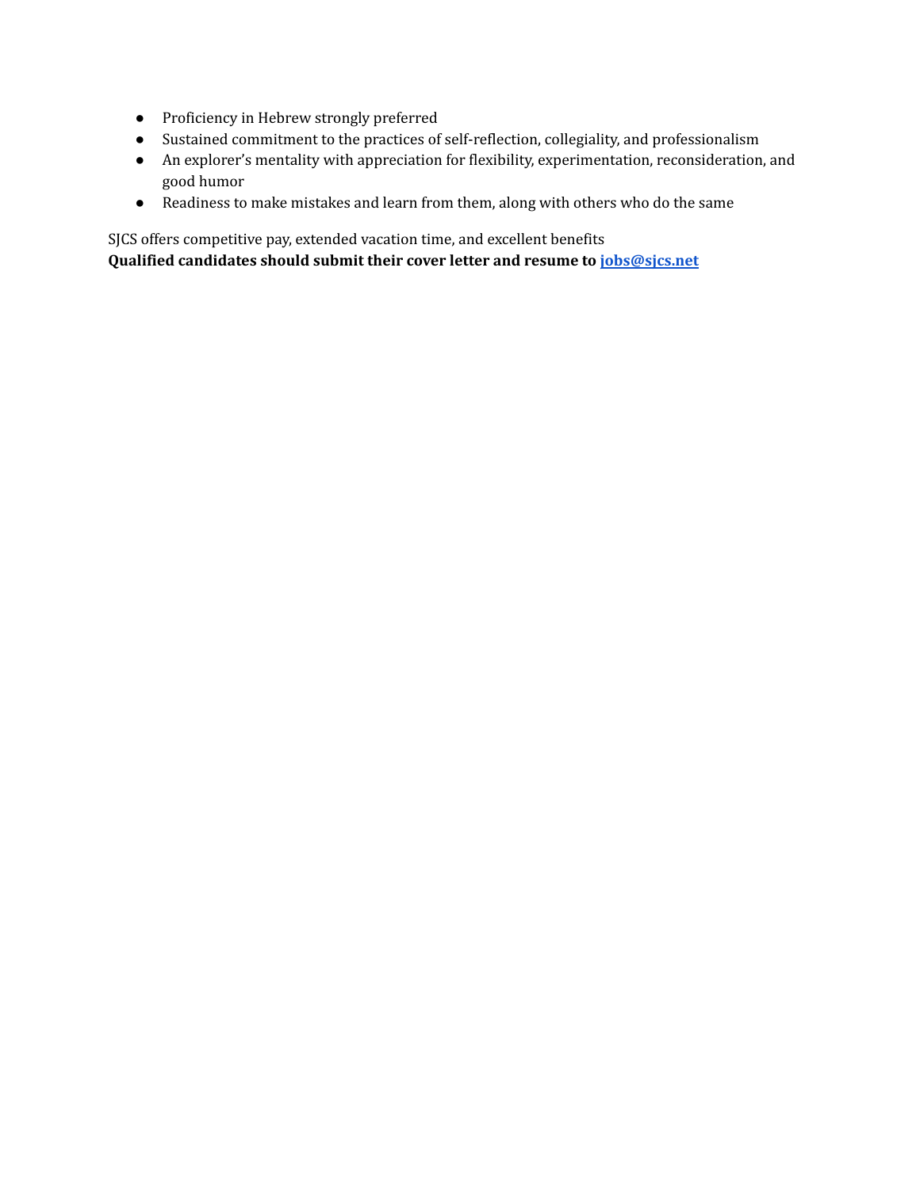- Proficiency in Hebrew strongly preferred
- Sustained commitment to the practices of self-reflection, collegiality, and professionalism
- An explorer's mentality with appreciation for flexibility, experimentation, reconsideration, and good humor
- Readiness to make mistakes and learn from them, along with others who do the same

SJCS offers competitive pay, extended vacation time, and excellent benefits
**Qualified candidates should submit their cover letter and resume to [jobs@sjcs.net](mailto:jobs@sjcs.net)**